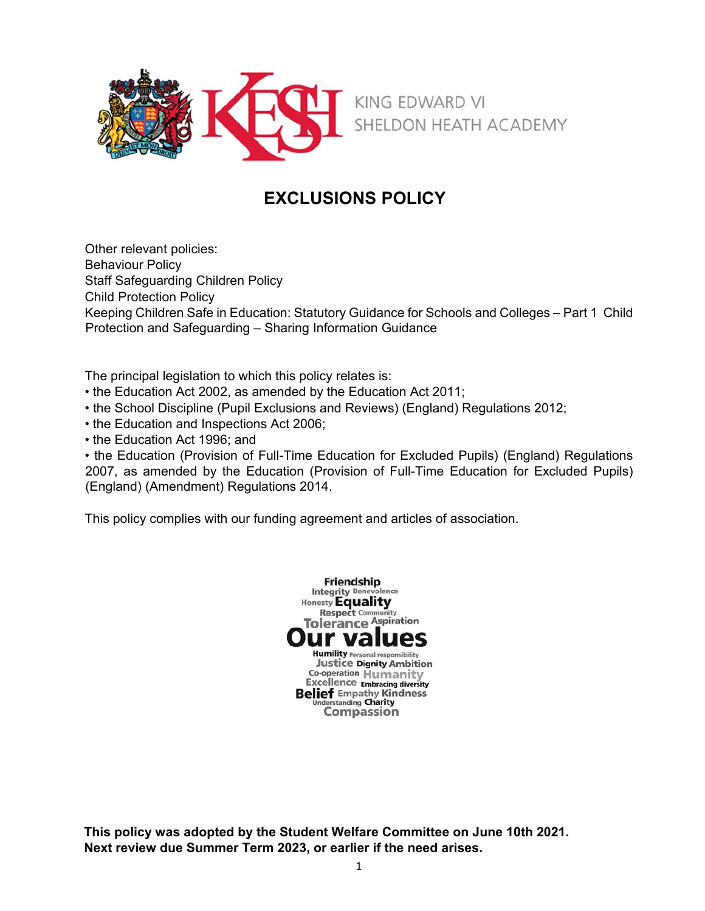KING EDWARD VI
SHELDON HEATH ACADEMY

# EXCLUSIONS POLICY

Other relevant policies:
Behaviour Policy
Staff Safeguarding Children Policy
Child Protection Policy
Keeping Children Safe in Education: Statutory Guidance for Schools and Colleges – Part 1 Child Protection and Safeguarding – Sharing Information Guidance

The principal legislation to which this policy relates is:

- the Education Act 2002, as amended by the Education Act 2011;
- the School Discipline (Pupil Exclusions and Reviews) (England) Regulations 2012;
- the Education and Inspections Act 2006;
- the Education Act 1996; and
- the Education (Provision of Full-Time Education for Excluded Pupils) (England) Regulations 2007, as amended by the Education (Provision of Full-Time Education for Excluded Pupils) (England) (Amendment) Regulations 2014.

This policy complies with our funding agreement and articles of association.

Friendship Integrity Benevolence Honesty Equality Respect Community Tolerance Aspiration **Our values** Humility Personal responsibility Justice Dignity Ambition Co-operation Humanity Excellence Embracing diversity Belief Empathy Kindness Understanding Charity Compassion

**This policy was adopted by the Student Welfare Committee on June 10th 2021.**
**Next review due Summer Term 2023, or earlier if the need arises.**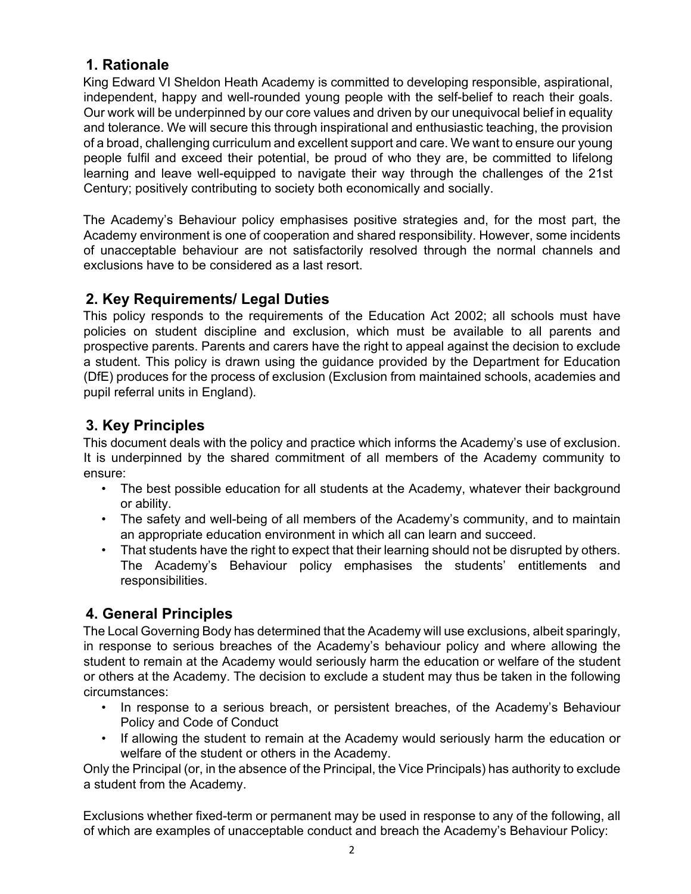## 1. Rationale

King Edward VI Sheldon Heath Academy is committed to developing responsible, aspirational, independent, happy and well-rounded young people with the self-belief to reach their goals. Our work will be underpinned by our core values and driven by our unequivocal belief in equality and tolerance. We will secure this through inspirational and enthusiastic teaching, the provision of a broad, challenging curriculum and excellent support and care. We want to ensure our young people fulfil and exceed their potential, be proud of who they are, be committed to lifelong learning and leave well-equipped to navigate their way through the challenges of the 21st Century; positively contributing to society both economically and socially.

The Academy's Behaviour policy emphasises positive strategies and, for the most part, the Academy environment is one of cooperation and shared responsibility. However, some incidents of unacceptable behaviour are not satisfactorily resolved through the normal channels and exclusions have to be considered as a last resort.

## 2. Key Requirements/ Legal Duties

This policy responds to the requirements of the Education Act 2002; all schools must have policies on student discipline and exclusion, which must be available to all parents and prospective parents. Parents and carers have the right to appeal against the decision to exclude a student. This policy is drawn using the guidance provided by the Department for Education (DfE) produces for the process of exclusion (Exclusion from maintained schools, academies and pupil referral units in England).

## 3. Key Principles

This document deals with the policy and practice which informs the Academy's use of exclusion. It is underpinned by the shared commitment of all members of the Academy community to ensure:

- The best possible education for all students at the Academy, whatever their background or ability.
- The safety and well-being of all members of the Academy's community, and to maintain an appropriate education environment in which all can learn and succeed.
- That students have the right to expect that their learning should not be disrupted by others. The Academy's Behaviour policy emphasises the students' entitlements and responsibilities.

## 4. General Principles

The Local Governing Body has determined that the Academy will use exclusions, albeit sparingly, in response to serious breaches of the Academy's behaviour policy and where allowing the student to remain at the Academy would seriously harm the education or welfare of the student or others at the Academy. The decision to exclude a student may thus be taken in the following circumstances:

- In response to a serious breach, or persistent breaches, of the Academy's Behaviour Policy and Code of Conduct
- If allowing the student to remain at the Academy would seriously harm the education or welfare of the student or others in the Academy.

Only the Principal (or, in the absence of the Principal, the Vice Principals) has authority to exclude a student from the Academy.

Exclusions whether fixed-term or permanent may be used in response to any of the following, all of which are examples of unacceptable conduct and breach the Academy's Behaviour Policy: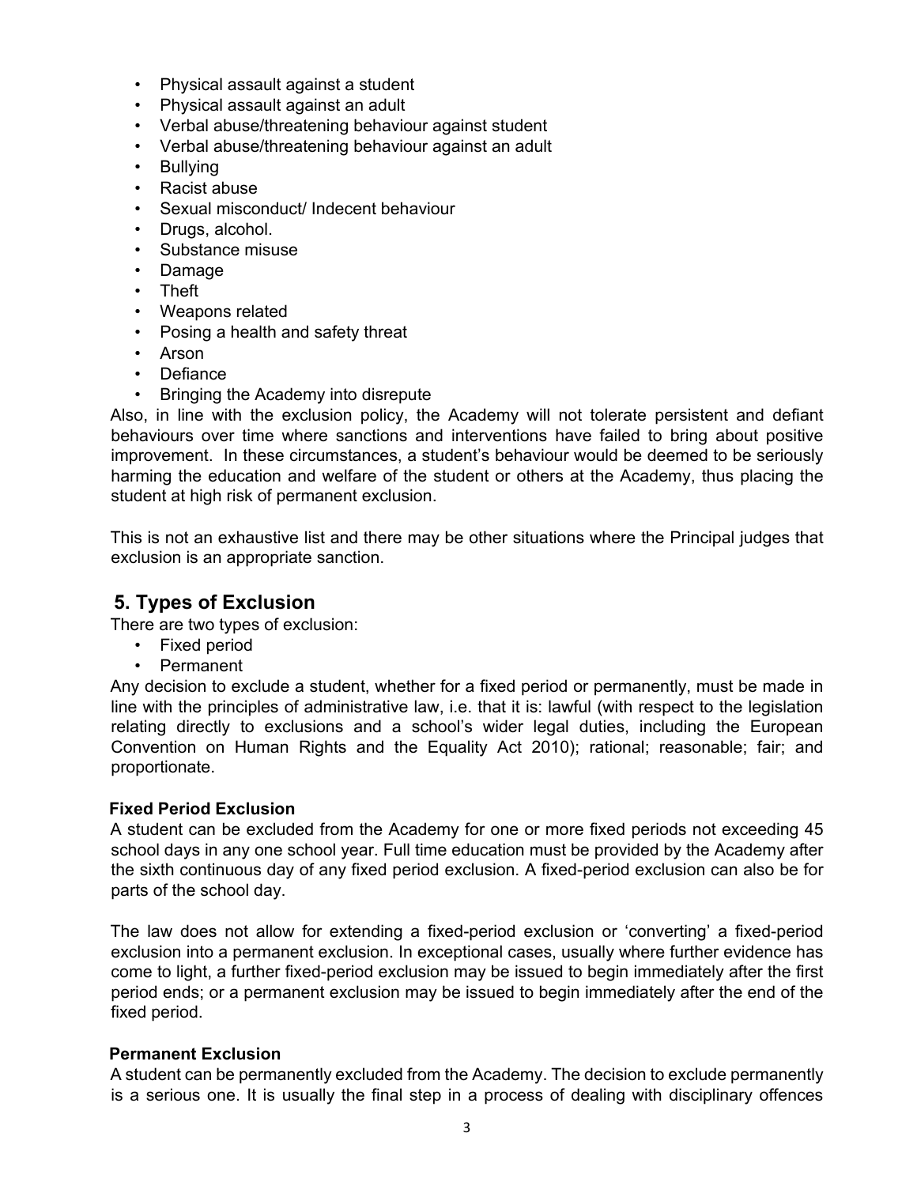- Physical assault against a student
- Physical assault against an adult
- Verbal abuse/threatening behaviour against student
- Verbal abuse/threatening behaviour against an adult
- Bullying
- Racist abuse
- Sexual misconduct/ Indecent behaviour
- Drugs, alcohol.
- Substance misuse
- Damage
- Theft
- Weapons related
- Posing a health and safety threat
- Arson
- Defiance
- Bringing the Academy into disrepute

Also, in line with the exclusion policy, the Academy will not tolerate persistent and defiant behaviours over time where sanctions and interventions have failed to bring about positive improvement. In these circumstances, a student's behaviour would be deemed to be seriously harming the education and welfare of the student or others at the Academy, thus placing the student at high risk of permanent exclusion.

This is not an exhaustive list and there may be other situations where the Principal judges that exclusion is an appropriate sanction.

## 5. Types of Exclusion

There are two types of exclusion:

- Fixed period
- Permanent

Any decision to exclude a student, whether for a fixed period or permanently, must be made in line with the principles of administrative law, i.e. that it is: lawful (with respect to the legislation relating directly to exclusions and a school's wider legal duties, including the European Convention on Human Rights and the Equality Act 2010); rational; reasonable; fair; and proportionate.

### Fixed Period Exclusion

A student can be excluded from the Academy for one or more fixed periods not exceeding 45 school days in any one school year. Full time education must be provided by the Academy after the sixth continuous day of any fixed period exclusion. A fixed-period exclusion can also be for parts of the school day.

The law does not allow for extending a fixed-period exclusion or 'converting' a fixed-period exclusion into a permanent exclusion. In exceptional cases, usually where further evidence has come to light, a further fixed-period exclusion may be issued to begin immediately after the first period ends; or a permanent exclusion may be issued to begin immediately after the end of the fixed period.

### Permanent Exclusion

A student can be permanently excluded from the Academy. The decision to exclude permanently is a serious one. It is usually the final step in a process of dealing with disciplinary offences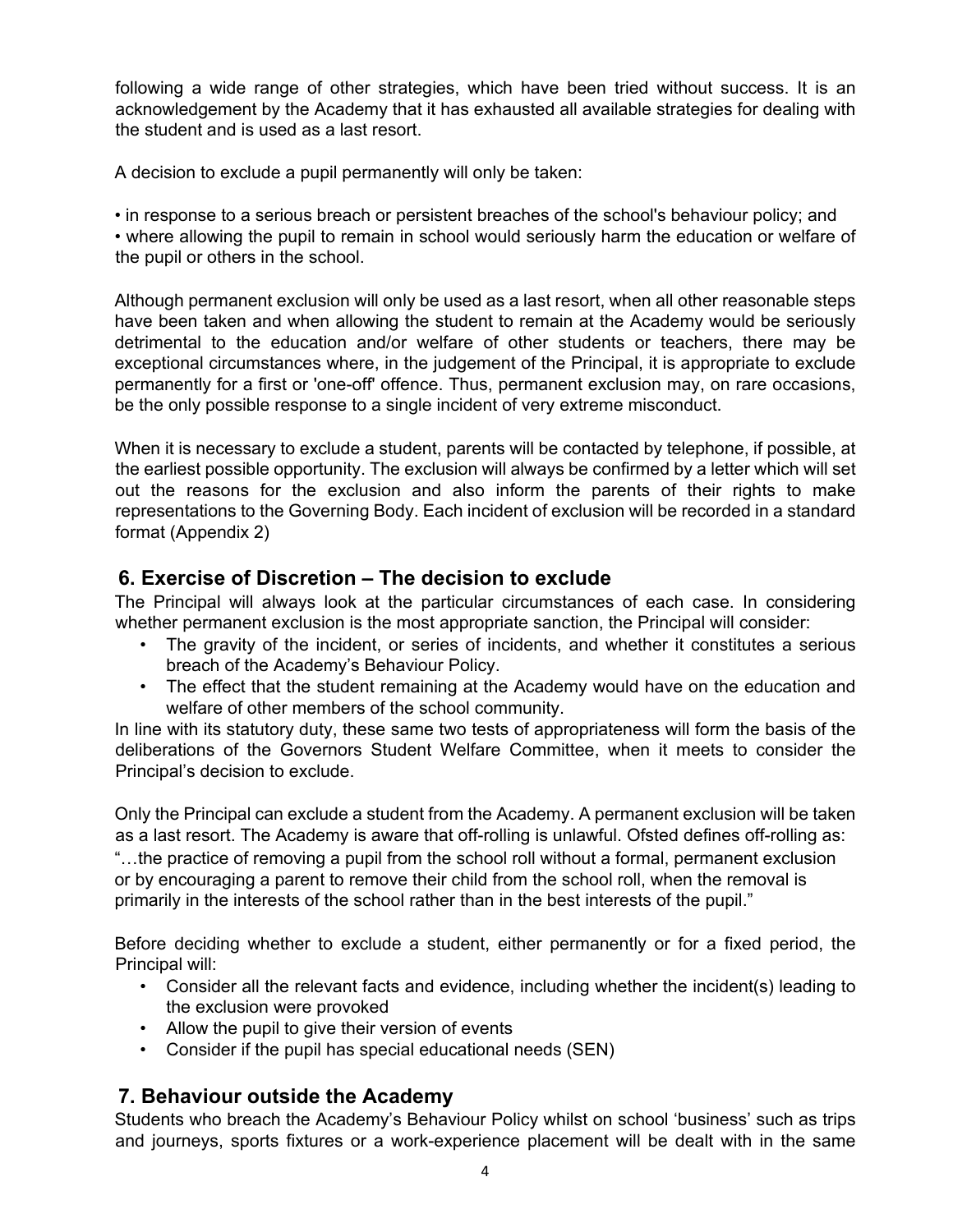following a wide range of other strategies, which have been tried without success. It is an acknowledgement by the Academy that it has exhausted all available strategies for dealing with the student and is used as a last resort.

A decision to exclude a pupil permanently will only be taken:

• in response to a serious breach or persistent breaches of the school's behaviour policy; and
• where allowing the pupil to remain in school would seriously harm the education or welfare of the pupil or others in the school.

Although permanent exclusion will only be used as a last resort, when all other reasonable steps have been taken and when allowing the student to remain at the Academy would be seriously detrimental to the education and/or welfare of other students or teachers, there may be exceptional circumstances where, in the judgement of the Principal, it is appropriate to exclude permanently for a first or 'one-off' offence. Thus, permanent exclusion may, on rare occasions, be the only possible response to a single incident of very extreme misconduct.

When it is necessary to exclude a student, parents will be contacted by telephone, if possible, at the earliest possible opportunity. The exclusion will always be confirmed by a letter which will set out the reasons for the exclusion and also inform the parents of their rights to make representations to the Governing Body. Each incident of exclusion will be recorded in a standard format (Appendix 2)

## 6. Exercise of Discretion – The decision to exclude

The Principal will always look at the particular circumstances of each case. In considering whether permanent exclusion is the most appropriate sanction, the Principal will consider:

- The gravity of the incident, or series of incidents, and whether it constitutes a serious breach of the Academy's Behaviour Policy.
- The effect that the student remaining at the Academy would have on the education and welfare of other members of the school community.

In line with its statutory duty, these same two tests of appropriateness will form the basis of the deliberations of the Governors Student Welfare Committee, when it meets to consider the Principal's decision to exclude.

Only the Principal can exclude a student from the Academy. A permanent exclusion will be taken as a last resort. The Academy is aware that off-rolling is unlawful. Ofsted defines off-rolling as: "…the practice of removing a pupil from the school roll without a formal, permanent exclusion or by encouraging a parent to remove their child from the school roll, when the removal is primarily in the interests of the school rather than in the best interests of the pupil."

Before deciding whether to exclude a student, either permanently or for a fixed period, the Principal will:

- Consider all the relevant facts and evidence, including whether the incident(s) leading to the exclusion were provoked
- Allow the pupil to give their version of events
- Consider if the pupil has special educational needs (SEN)

## 7. Behaviour outside the Academy

Students who breach the Academy's Behaviour Policy whilst on school 'business' such as trips and journeys, sports fixtures or a work-experience placement will be dealt with in the same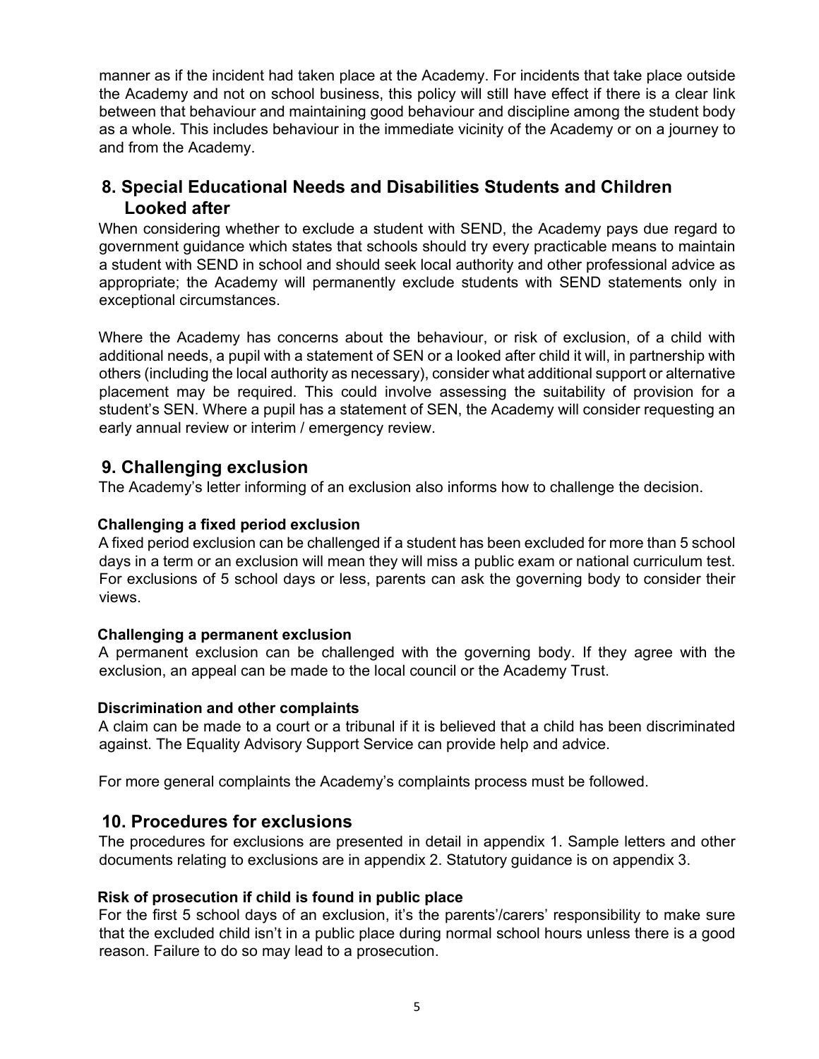manner as if the incident had taken place at the Academy. For incidents that take place outside the Academy and not on school business, this policy will still have effect if there is a clear link between that behaviour and maintaining good behaviour and discipline among the student body as a whole. This includes behaviour in the immediate vicinity of the Academy or on a journey to and from the Academy.

## 8. Special Educational Needs and Disabilities Students and Children Looked after

When considering whether to exclude a student with SEND, the Academy pays due regard to government guidance which states that schools should try every practicable means to maintain a student with SEND in school and should seek local authority and other professional advice as appropriate; the Academy will permanently exclude students with SEND statements only in exceptional circumstances.

Where the Academy has concerns about the behaviour, or risk of exclusion, of a child with additional needs, a pupil with a statement of SEN or a looked after child it will, in partnership with others (including the local authority as necessary), consider what additional support or alternative placement may be required. This could involve assessing the suitability of provision for a student's SEN. Where a pupil has a statement of SEN, the Academy will consider requesting an early annual review or interim / emergency review.

## 9. Challenging exclusion

The Academy's letter informing of an exclusion also informs how to challenge the decision.

### Challenging a fixed period exclusion

A fixed period exclusion can be challenged if a student has been excluded for more than 5 school days in a term or an exclusion will mean they will miss a public exam or national curriculum test. For exclusions of 5 school days or less, parents can ask the governing body to consider their views.

### Challenging a permanent exclusion

A permanent exclusion can be challenged with the governing body. If they agree with the exclusion, an appeal can be made to the local council or the Academy Trust.

### Discrimination and other complaints

A claim can be made to a court or a tribunal if it is believed that a child has been discriminated against. The Equality Advisory Support Service can provide help and advice.

For more general complaints the Academy's complaints process must be followed.

## 10. Procedures for exclusions

The procedures for exclusions are presented in detail in appendix 1. Sample letters and other documents relating to exclusions are in appendix 2. Statutory guidance is on appendix 3.

### Risk of prosecution if child is found in public place

For the first 5 school days of an exclusion, it's the parents'/carers' responsibility to make sure that the excluded child isn't in a public place during normal school hours unless there is a good reason. Failure to do so may lead to a prosecution.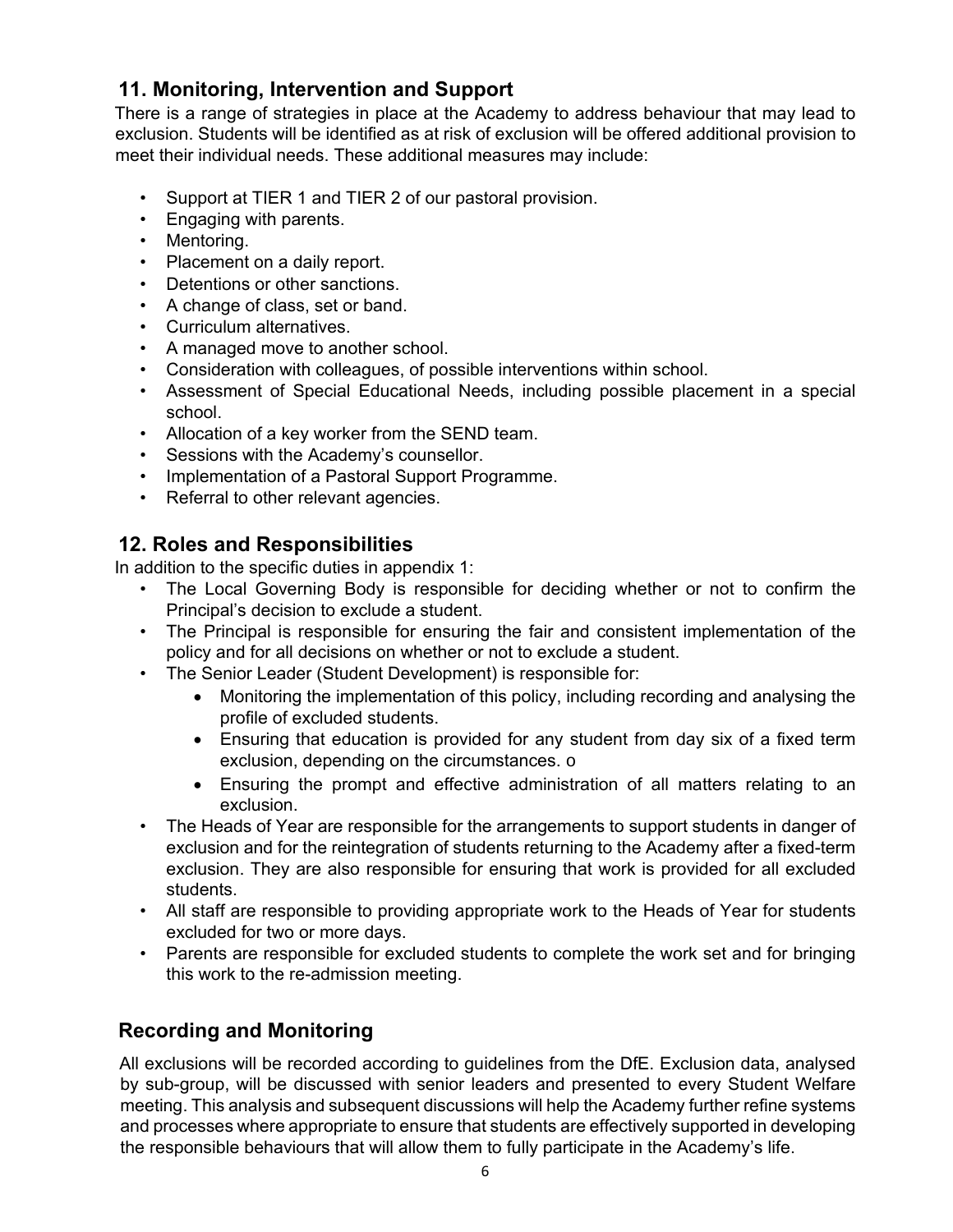## 11. Monitoring, Intervention and Support

There is a range of strategies in place at the Academy to address behaviour that may lead to exclusion. Students will be identified as at risk of exclusion will be offered additional provision to meet their individual needs. These additional measures may include:

- Support at TIER 1 and TIER 2 of our pastoral provision.
- Engaging with parents.
- Mentoring.
- Placement on a daily report.
- Detentions or other sanctions.
- A change of class, set or band.
- Curriculum alternatives.
- A managed move to another school.
- Consideration with colleagues, of possible interventions within school.
- Assessment of Special Educational Needs, including possible placement in a special school.
- Allocation of a key worker from the SEND team.
- Sessions with the Academy's counsellor.
- Implementation of a Pastoral Support Programme.
- Referral to other relevant agencies.

## 12. Roles and Responsibilities

In addition to the specific duties in appendix 1:

- The Local Governing Body is responsible for deciding whether or not to confirm the Principal's decision to exclude a student.
- The Principal is responsible for ensuring the fair and consistent implementation of the policy and for all decisions on whether or not to exclude a student.
- The Senior Leader (Student Development) is responsible for:
  - Monitoring the implementation of this policy, including recording and analysing the profile of excluded students.
  - Ensuring that education is provided for any student from day six of a fixed term exclusion, depending on the circumstances. o
  - Ensuring the prompt and effective administration of all matters relating to an exclusion.
- The Heads of Year are responsible for the arrangements to support students in danger of exclusion and for the reintegration of students returning to the Academy after a fixed-term exclusion. They are also responsible for ensuring that work is provided for all excluded students.
- All staff are responsible to providing appropriate work to the Heads of Year for students excluded for two or more days.
- Parents are responsible for excluded students to complete the work set and for bringing this work to the re-admission meeting.

## Recording and Monitoring

All exclusions will be recorded according to guidelines from the DfE. Exclusion data, analysed by sub-group, will be discussed with senior leaders and presented to every Student Welfare meeting. This analysis and subsequent discussions will help the Academy further refine systems and processes where appropriate to ensure that students are effectively supported in developing the responsible behaviours that will allow them to fully participate in the Academy's life.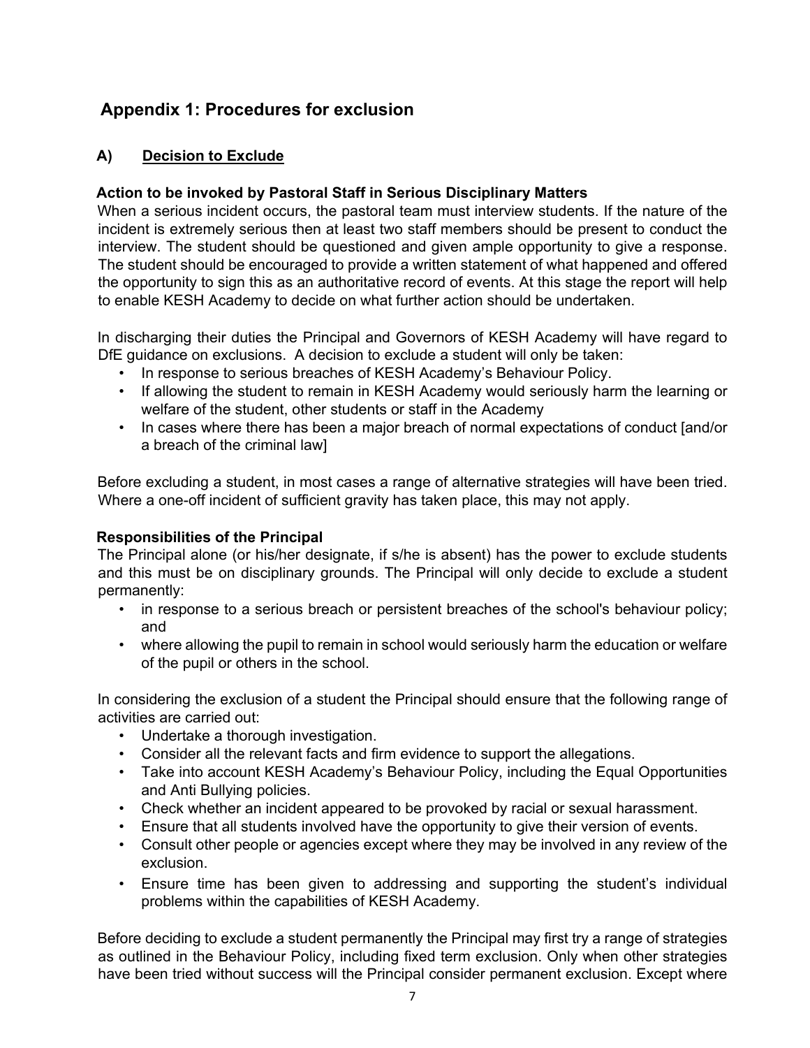## Appendix 1: Procedures for exclusion

### A) Decision to Exclude

**Action to be invoked by Pastoral Staff in Serious Disciplinary Matters**

When a serious incident occurs, the pastoral team must interview students. If the nature of the incident is extremely serious then at least two staff members should be present to conduct the interview. The student should be questioned and given ample opportunity to give a response. The student should be encouraged to provide a written statement of what happened and offered the opportunity to sign this as an authoritative record of events. At this stage the report will help to enable KESH Academy to decide on what further action should be undertaken.

In discharging their duties the Principal and Governors of KESH Academy will have regard to DfE guidance on exclusions. A decision to exclude a student will only be taken:

- In response to serious breaches of KESH Academy's Behaviour Policy.
- If allowing the student to remain in KESH Academy would seriously harm the learning or welfare of the student, other students or staff in the Academy
- In cases where there has been a major breach of normal expectations of conduct [and/or a breach of the criminal law]

Before excluding a student, in most cases a range of alternative strategies will have been tried. Where a one-off incident of sufficient gravity has taken place, this may not apply.

**Responsibilities of the Principal**

The Principal alone (or his/her designate, if s/he is absent) has the power to exclude students and this must be on disciplinary grounds. The Principal will only decide to exclude a student permanently:

- in response to a serious breach or persistent breaches of the school's behaviour policy; and
- where allowing the pupil to remain in school would seriously harm the education or welfare of the pupil or others in the school.

In considering the exclusion of a student the Principal should ensure that the following range of activities are carried out:

- Undertake a thorough investigation.
- Consider all the relevant facts and firm evidence to support the allegations.
- Take into account KESH Academy's Behaviour Policy, including the Equal Opportunities and Anti Bullying policies.
- Check whether an incident appeared to be provoked by racial or sexual harassment.
- Ensure that all students involved have the opportunity to give their version of events.
- Consult other people or agencies except where they may be involved in any review of the exclusion.
- Ensure time has been given to addressing and supporting the student's individual problems within the capabilities of KESH Academy.

Before deciding to exclude a student permanently the Principal may first try a range of strategies as outlined in the Behaviour Policy, including fixed term exclusion. Only when other strategies have been tried without success will the Principal consider permanent exclusion. Except where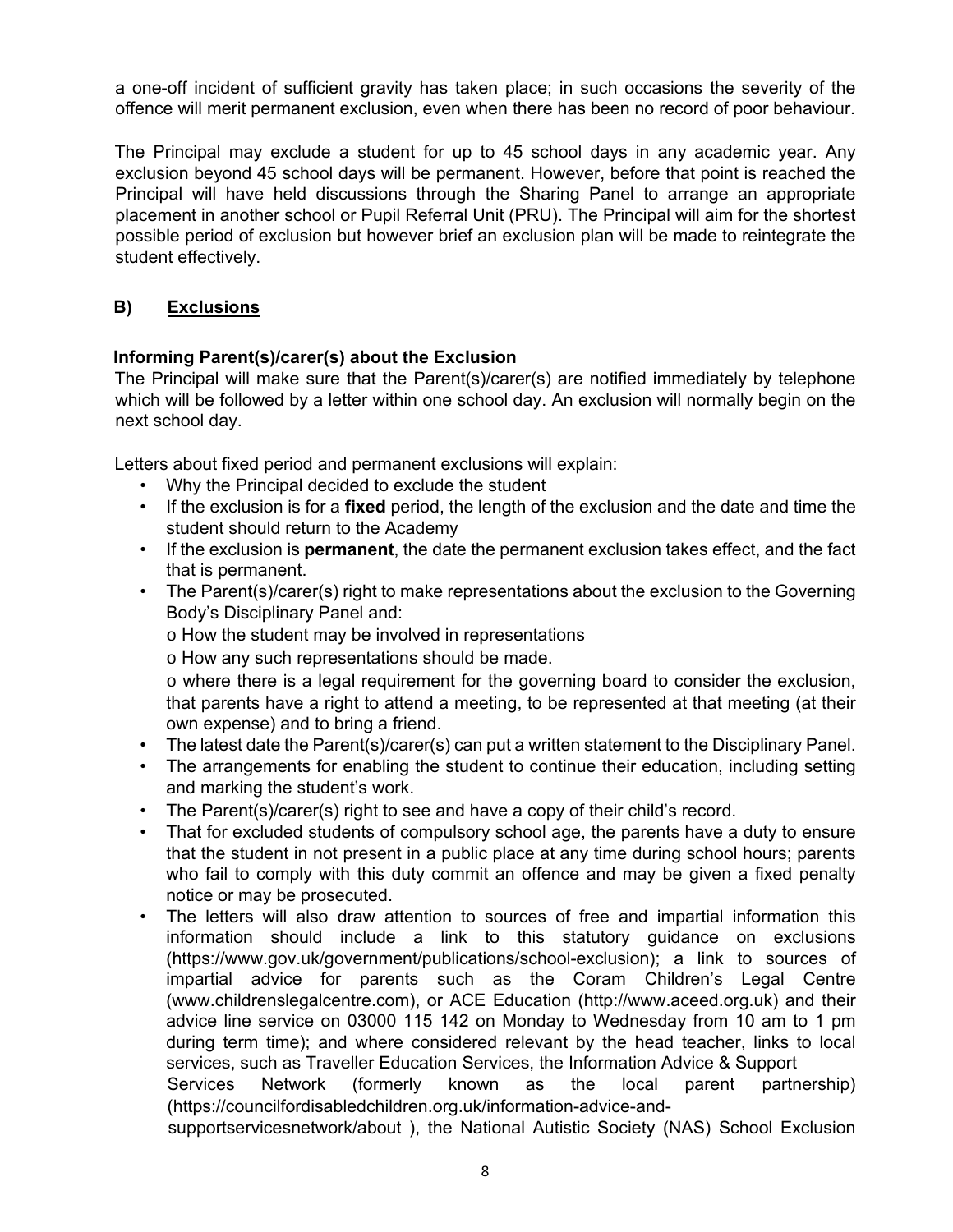a one-off incident of sufficient gravity has taken place; in such occasions the severity of the offence will merit permanent exclusion, even when there has been no record of poor behaviour.

The Principal may exclude a student for up to 45 school days in any academic year. Any exclusion beyond 45 school days will be permanent. However, before that point is reached the Principal will have held discussions through the Sharing Panel to arrange an appropriate placement in another school or Pupil Referral Unit (PRU). The Principal will aim for the shortest possible period of exclusion but however brief an exclusion plan will be made to reintegrate the student effectively.

## B) Exclusions

### Informing Parent(s)/carer(s) about the Exclusion

The Principal will make sure that the Parent(s)/carer(s) are notified immediately by telephone which will be followed by a letter within one school day. An exclusion will normally begin on the next school day.

Letters about fixed period and permanent exclusions will explain:

- Why the Principal decided to exclude the student
- If the exclusion is for a **fixed** period, the length of the exclusion and the date and time the student should return to the Academy
- If the exclusion is **permanent**, the date the permanent exclusion takes effect, and the fact that is permanent.
- The Parent(s)/carer(s) right to make representations about the exclusion to the Governing Body's Disciplinary Panel and:
  - o How the student may be involved in representations
  - o How any such representations should be made.
  - o where there is a legal requirement for the governing board to consider the exclusion, that parents have a right to attend a meeting, to be represented at that meeting (at their own expense) and to bring a friend.
- The latest date the Parent(s)/carer(s) can put a written statement to the Disciplinary Panel.
- The arrangements for enabling the student to continue their education, including setting and marking the student's work.
- The Parent(s)/carer(s) right to see and have a copy of their child's record.
- That for excluded students of compulsory school age, the parents have a duty to ensure that the student in not present in a public place at any time during school hours; parents who fail to comply with this duty commit an offence and may be given a fixed penalty notice or may be prosecuted.
- The letters will also draw attention to sources of free and impartial information this information should include a link to this statutory guidance on exclusions (https://www.gov.uk/government/publications/school-exclusion); a link to sources of impartial advice for parents such as the Coram Children's Legal Centre (www.childrenslegalcentre.com), or ACE Education (http://www.aceed.org.uk) and their advice line service on 03000 115 142 on Monday to Wednesday from 10 am to 1 pm during term time); and where considered relevant by the head teacher, links to local services, such as Traveller Education Services, the Information Advice & Support Services Network (formerly known as the local parent partnership) (https://councilfordisabledchildren.org.uk/information-advice-and-supportservicesnetwork/about ), the National Autistic Society (NAS) School Exclusion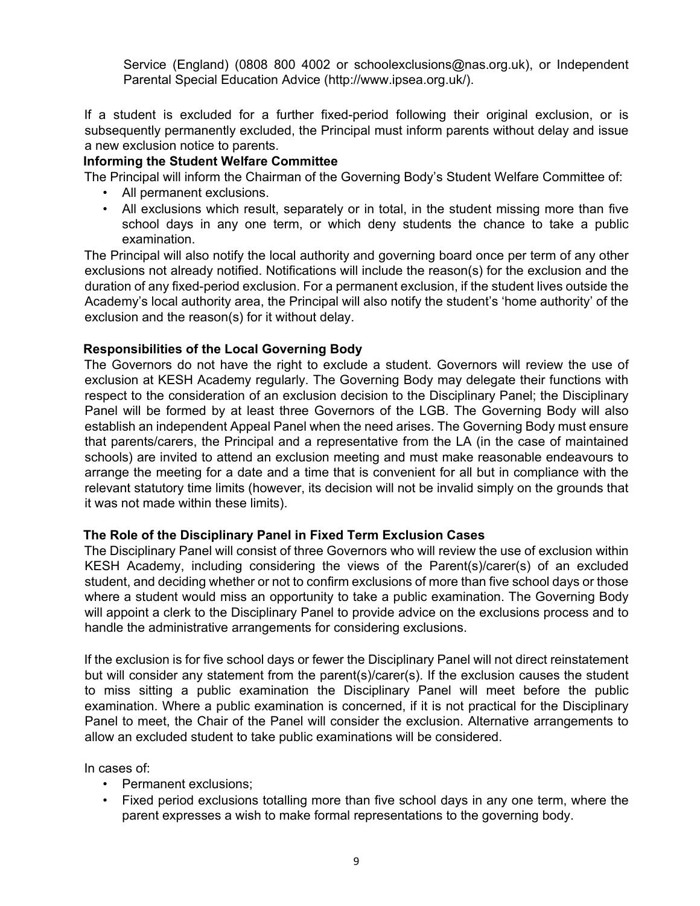Service (England) (0808 800 4002 or schoolexclusions@nas.org.uk), or Independent Parental Special Education Advice (http://www.ipsea.org.uk/).

If a student is excluded for a further fixed-period following their original exclusion, or is subsequently permanently excluded, the Principal must inform parents without delay and issue a new exclusion notice to parents.

**Informing the Student Welfare Committee**

The Principal will inform the Chairman of the Governing Body's Student Welfare Committee of:

- All permanent exclusions.
- All exclusions which result, separately or in total, in the student missing more than five school days in any one term, or which deny students the chance to take a public examination.

The Principal will also notify the local authority and governing board once per term of any other exclusions not already notified. Notifications will include the reason(s) for the exclusion and the duration of any fixed-period exclusion. For a permanent exclusion, if the student lives outside the Academy's local authority area, the Principal will also notify the student's 'home authority' of the exclusion and the reason(s) for it without delay.

**Responsibilities of the Local Governing Body**

The Governors do not have the right to exclude a student. Governors will review the use of exclusion at KESH Academy regularly. The Governing Body may delegate their functions with respect to the consideration of an exclusion decision to the Disciplinary Panel; the Disciplinary Panel will be formed by at least three Governors of the LGB. The Governing Body will also establish an independent Appeal Panel when the need arises. The Governing Body must ensure that parents/carers, the Principal and a representative from the LA (in the case of maintained schools) are invited to attend an exclusion meeting and must make reasonable endeavours to arrange the meeting for a date and a time that is convenient for all but in compliance with the relevant statutory time limits (however, its decision will not be invalid simply on the grounds that it was not made within these limits).

**The Role of the Disciplinary Panel in Fixed Term Exclusion Cases**

The Disciplinary Panel will consist of three Governors who will review the use of exclusion within KESH Academy, including considering the views of the Parent(s)/carer(s) of an excluded student, and deciding whether or not to confirm exclusions of more than five school days or those where a student would miss an opportunity to take a public examination. The Governing Body will appoint a clerk to the Disciplinary Panel to provide advice on the exclusions process and to handle the administrative arrangements for considering exclusions.

If the exclusion is for five school days or fewer the Disciplinary Panel will not direct reinstatement but will consider any statement from the parent(s)/carer(s). If the exclusion causes the student to miss sitting a public examination the Disciplinary Panel will meet before the public examination. Where a public examination is concerned, if it is not practical for the Disciplinary Panel to meet, the Chair of the Panel will consider the exclusion. Alternative arrangements to allow an excluded student to take public examinations will be considered.

In cases of:

- Permanent exclusions;
- Fixed period exclusions totalling more than five school days in any one term, where the parent expresses a wish to make formal representations to the governing body.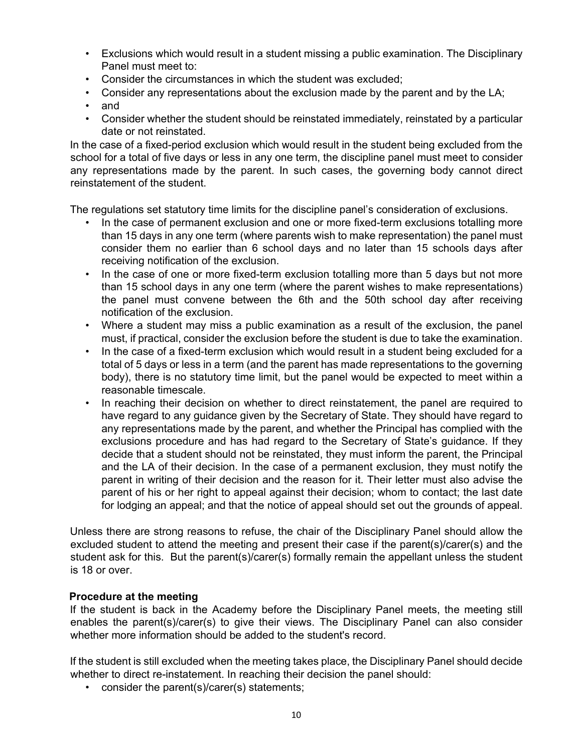- Exclusions which would result in a student missing a public examination. The Disciplinary Panel must meet to:
- Consider the circumstances in which the student was excluded;
- Consider any representations about the exclusion made by the parent and by the LA;
- and
- Consider whether the student should be reinstated immediately, reinstated by a particular date or not reinstated.

In the case of a fixed-period exclusion which would result in the student being excluded from the school for a total of five days or less in any one term, the discipline panel must meet to consider any representations made by the parent. In such cases, the governing body cannot direct reinstatement of the student.

The regulations set statutory time limits for the discipline panel's consideration of exclusions.

- In the case of permanent exclusion and one or more fixed-term exclusions totalling more than 15 days in any one term (where parents wish to make representation) the panel must consider them no earlier than 6 school days and no later than 15 schools days after receiving notification of the exclusion.
- In the case of one or more fixed-term exclusion totalling more than 5 days but not more than 15 school days in any one term (where the parent wishes to make representations) the panel must convene between the 6th and the 50th school day after receiving notification of the exclusion.
- Where a student may miss a public examination as a result of the exclusion, the panel must, if practical, consider the exclusion before the student is due to take the examination.
- In the case of a fixed-term exclusion which would result in a student being excluded for a total of 5 days or less in a term (and the parent has made representations to the governing body), there is no statutory time limit, but the panel would be expected to meet within a reasonable timescale.
- In reaching their decision on whether to direct reinstatement, the panel are required to have regard to any guidance given by the Secretary of State. They should have regard to any representations made by the parent, and whether the Principal has complied with the exclusions procedure and has had regard to the Secretary of State's guidance. If they decide that a student should not be reinstated, they must inform the parent, the Principal and the LA of their decision. In the case of a permanent exclusion, they must notify the parent in writing of their decision and the reason for it. Their letter must also advise the parent of his or her right to appeal against their decision; whom to contact; the last date for lodging an appeal; and that the notice of appeal should set out the grounds of appeal.

Unless there are strong reasons to refuse, the chair of the Disciplinary Panel should allow the excluded student to attend the meeting and present their case if the parent(s)/carer(s) and the student ask for this. But the parent(s)/carer(s) formally remain the appellant unless the student is 18 or over.

**Procedure at the meeting**

If the student is back in the Academy before the Disciplinary Panel meets, the meeting still enables the parent(s)/carer(s) to give their views. The Disciplinary Panel can also consider whether more information should be added to the student's record.

If the student is still excluded when the meeting takes place, the Disciplinary Panel should decide whether to direct re-instatement. In reaching their decision the panel should:

- consider the parent(s)/carer(s) statements;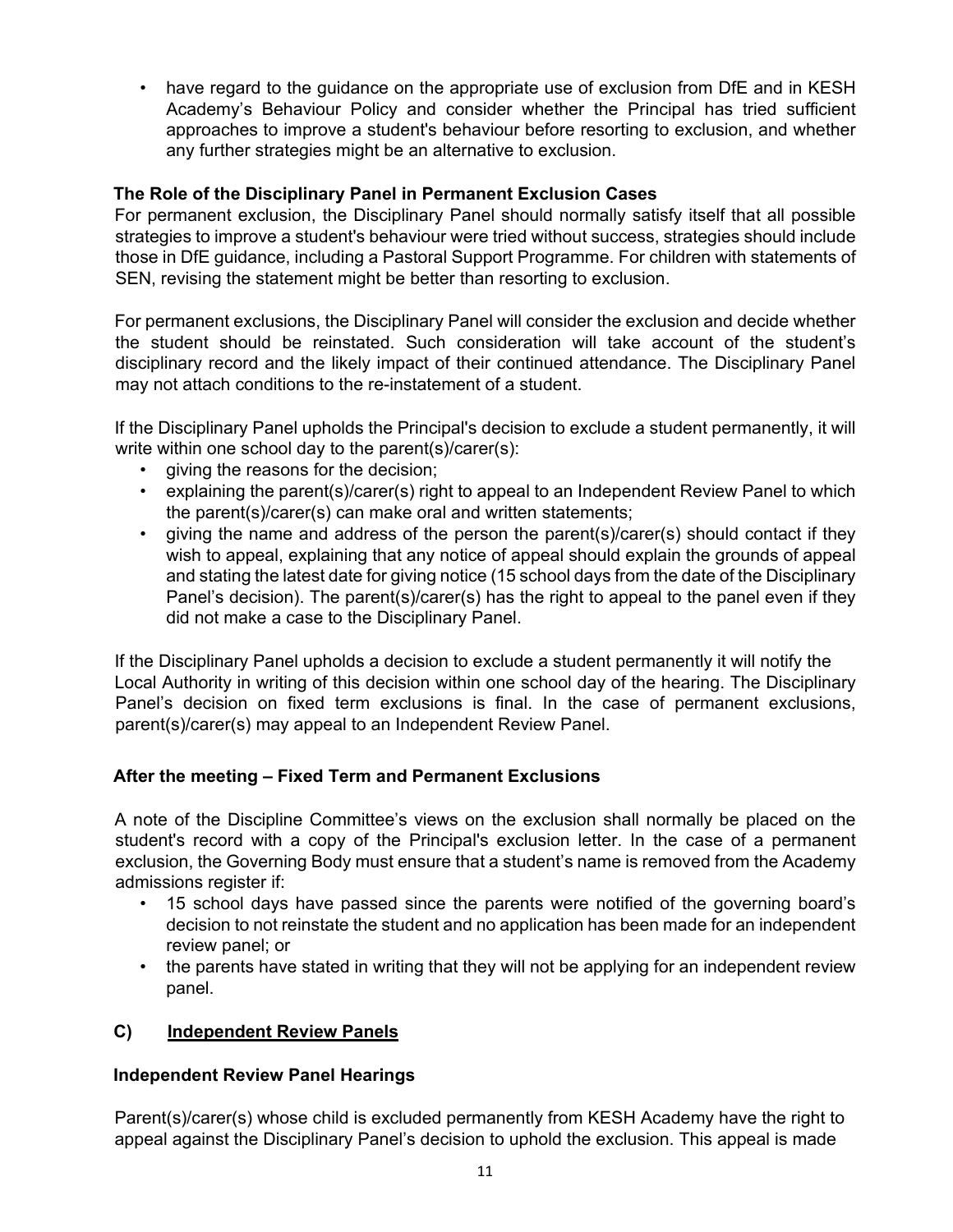- have regard to the guidance on the appropriate use of exclusion from DfE and in KESH Academy's Behaviour Policy and consider whether the Principal has tried sufficient approaches to improve a student's behaviour before resorting to exclusion, and whether any further strategies might be an alternative to exclusion.

**The Role of the Disciplinary Panel in Permanent Exclusion Cases**

For permanent exclusion, the Disciplinary Panel should normally satisfy itself that all possible strategies to improve a student's behaviour were tried without success, strategies should include those in DfE guidance, including a Pastoral Support Programme. For children with statements of SEN, revising the statement might be better than resorting to exclusion.

For permanent exclusions, the Disciplinary Panel will consider the exclusion and decide whether the student should be reinstated. Such consideration will take account of the student's disciplinary record and the likely impact of their continued attendance. The Disciplinary Panel may not attach conditions to the re-instatement of a student.

If the Disciplinary Panel upholds the Principal's decision to exclude a student permanently, it will write within one school day to the parent(s)/carer(s):

- giving the reasons for the decision;
- explaining the parent(s)/carer(s) right to appeal to an Independent Review Panel to which the parent(s)/carer(s) can make oral and written statements;
- giving the name and address of the person the parent(s)/carer(s) should contact if they wish to appeal, explaining that any notice of appeal should explain the grounds of appeal and stating the latest date for giving notice (15 school days from the date of the Disciplinary Panel's decision). The parent(s)/carer(s) has the right to appeal to the panel even if they did not make a case to the Disciplinary Panel.

If the Disciplinary Panel upholds a decision to exclude a student permanently it will notify the Local Authority in writing of this decision within one school day of the hearing. The Disciplinary Panel's decision on fixed term exclusions is final. In the case of permanent exclusions, parent(s)/carer(s) may appeal to an Independent Review Panel.

**After the meeting – Fixed Term and Permanent Exclusions**

A note of the Discipline Committee's views on the exclusion shall normally be placed on the student's record with a copy of the Principal's exclusion letter. In the case of a permanent exclusion, the Governing Body must ensure that a student's name is removed from the Academy admissions register if:

- 15 school days have passed since the parents were notified of the governing board's decision to not reinstate the student and no application has been made for an independent review panel; or
- the parents have stated in writing that they will not be applying for an independent review panel.

## C) Independent Review Panels

**Independent Review Panel Hearings**

Parent(s)/carer(s) whose child is excluded permanently from KESH Academy have the right to appeal against the Disciplinary Panel's decision to uphold the exclusion. This appeal is made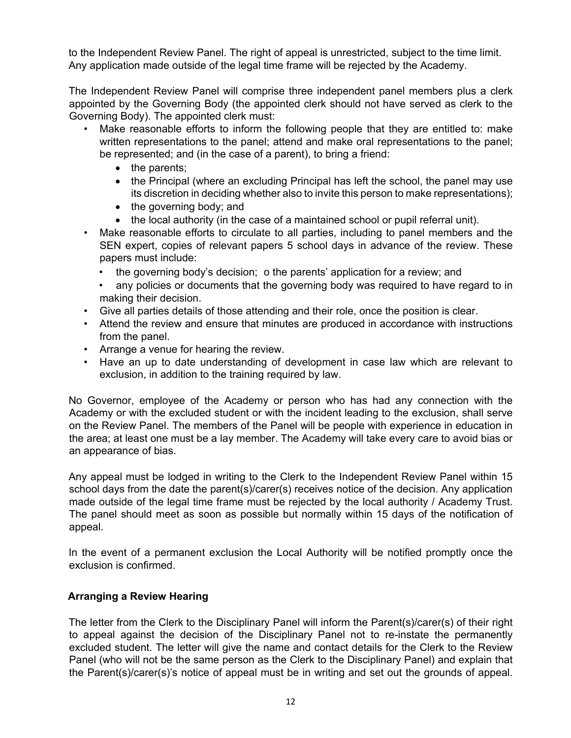to the Independent Review Panel. The right of appeal is unrestricted, subject to the time limit. Any application made outside of the legal time frame will be rejected by the Academy.

The Independent Review Panel will comprise three independent panel members plus a clerk appointed by the Governing Body (the appointed clerk should not have served as clerk to the Governing Body). The appointed clerk must:

- Make reasonable efforts to inform the following people that they are entitled to: make written representations to the panel; attend and make oral representations to the panel; be represented; and (in the case of a parent), to bring a friend:
  - the parents;
  - the Principal (where an excluding Principal has left the school, the panel may use its discretion in deciding whether also to invite this person to make representations);
  - the governing body; and
  - the local authority (in the case of a maintained school or pupil referral unit).
- Make reasonable efforts to circulate to all parties, including to panel members and the SEN expert, copies of relevant papers 5 school days in advance of the review. These papers must include:
  - the governing body's decision; o the parents' application for a review; and
  - any policies or documents that the governing body was required to have regard to in making their decision.
- Give all parties details of those attending and their role, once the position is clear.
- Attend the review and ensure that minutes are produced in accordance with instructions from the panel.
- Arrange a venue for hearing the review.
- Have an up to date understanding of development in case law which are relevant to exclusion, in addition to the training required by law.

No Governor, employee of the Academy or person who has had any connection with the Academy or with the excluded student or with the incident leading to the exclusion, shall serve on the Review Panel. The members of the Panel will be people with experience in education in the area; at least one must be a lay member. The Academy will take every care to avoid bias or an appearance of bias.

Any appeal must be lodged in writing to the Clerk to the Independent Review Panel within 15 school days from the date the parent(s)/carer(s) receives notice of the decision. Any application made outside of the legal time frame must be rejected by the local authority / Academy Trust. The panel should meet as soon as possible but normally within 15 days of the notification of appeal.

In the event of a permanent exclusion the Local Authority will be notified promptly once the exclusion is confirmed.

## Arranging a Review Hearing

The letter from the Clerk to the Disciplinary Panel will inform the Parent(s)/carer(s) of their right to appeal against the decision of the Disciplinary Panel not to re-instate the permanently excluded student. The letter will give the name and contact details for the Clerk to the Review Panel (who will not be the same person as the Clerk to the Disciplinary Panel) and explain that the Parent(s)/carer(s)'s notice of appeal must be in writing and set out the grounds of appeal.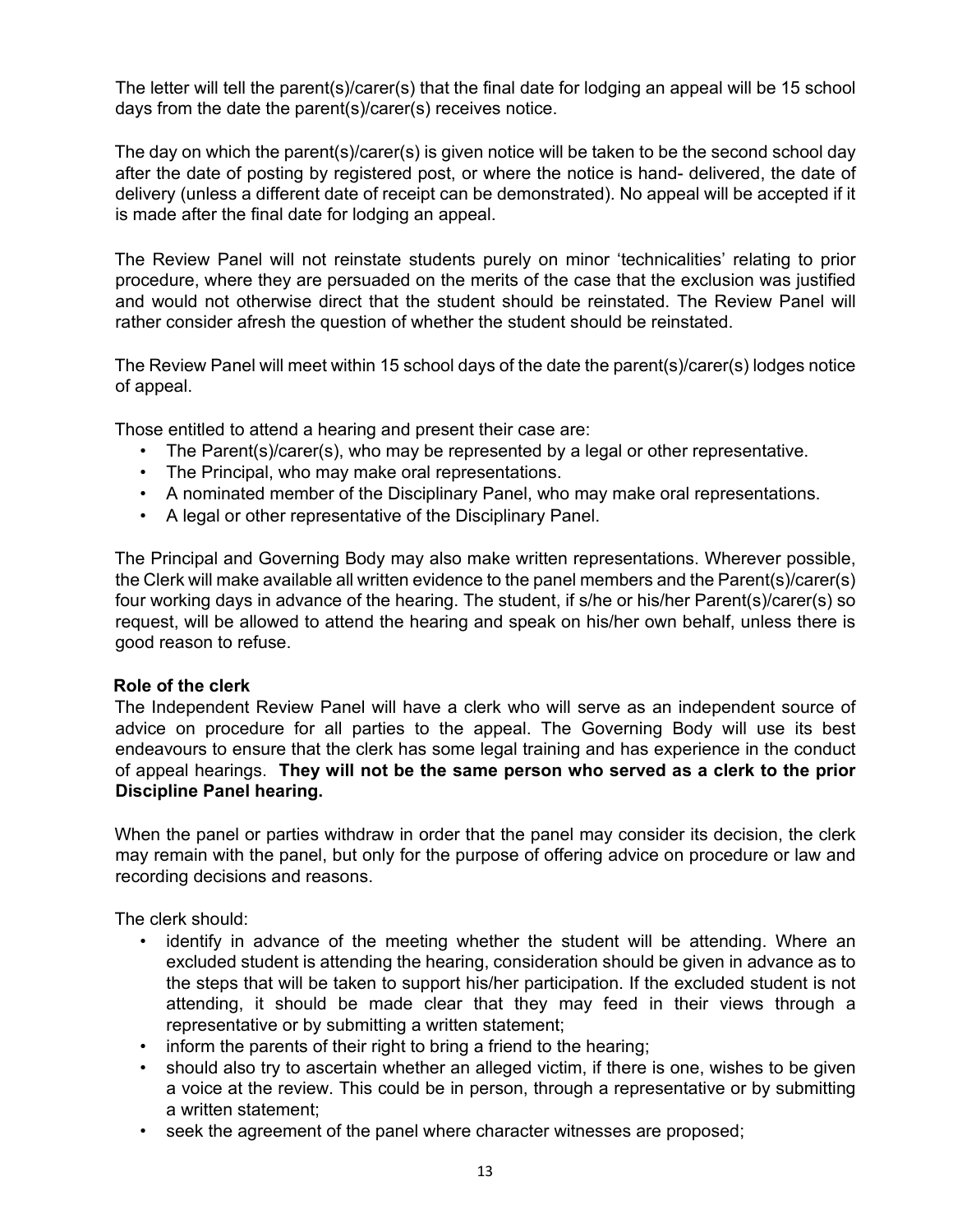The letter will tell the parent(s)/carer(s) that the final date for lodging an appeal will be 15 school days from the date the parent(s)/carer(s) receives notice.

The day on which the parent(s)/carer(s) is given notice will be taken to be the second school day after the date of posting by registered post, or where the notice is hand- delivered, the date of delivery (unless a different date of receipt can be demonstrated). No appeal will be accepted if it is made after the final date for lodging an appeal.

The Review Panel will not reinstate students purely on minor 'technicalities' relating to prior procedure, where they are persuaded on the merits of the case that the exclusion was justified and would not otherwise direct that the student should be reinstated. The Review Panel will rather consider afresh the question of whether the student should be reinstated.

The Review Panel will meet within 15 school days of the date the parent(s)/carer(s) lodges notice of appeal.

Those entitled to attend a hearing and present their case are:

- The Parent(s)/carer(s), who may be represented by a legal or other representative.
- The Principal, who may make oral representations.
- A nominated member of the Disciplinary Panel, who may make oral representations.
- A legal or other representative of the Disciplinary Panel.

The Principal and Governing Body may also make written representations. Wherever possible, the Clerk will make available all written evidence to the panel members and the Parent(s)/carer(s) four working days in advance of the hearing. The student, if s/he or his/her Parent(s)/carer(s) so request, will be allowed to attend the hearing and speak on his/her own behalf, unless there is good reason to refuse.

**Role of the clerk**

The Independent Review Panel will have a clerk who will serve as an independent source of advice on procedure for all parties to the appeal. The Governing Body will use its best endeavours to ensure that the clerk has some legal training and has experience in the conduct of appeal hearings. **They will not be the same person who served as a clerk to the prior Discipline Panel hearing.**

When the panel or parties withdraw in order that the panel may consider its decision, the clerk may remain with the panel, but only for the purpose of offering advice on procedure or law and recording decisions and reasons.

The clerk should:

- identify in advance of the meeting whether the student will be attending. Where an excluded student is attending the hearing, consideration should be given in advance as to the steps that will be taken to support his/her participation. If the excluded student is not attending, it should be made clear that they may feed in their views through a representative or by submitting a written statement;
- inform the parents of their right to bring a friend to the hearing;
- should also try to ascertain whether an alleged victim, if there is one, wishes to be given a voice at the review. This could be in person, through a representative or by submitting a written statement;
- seek the agreement of the panel where character witnesses are proposed;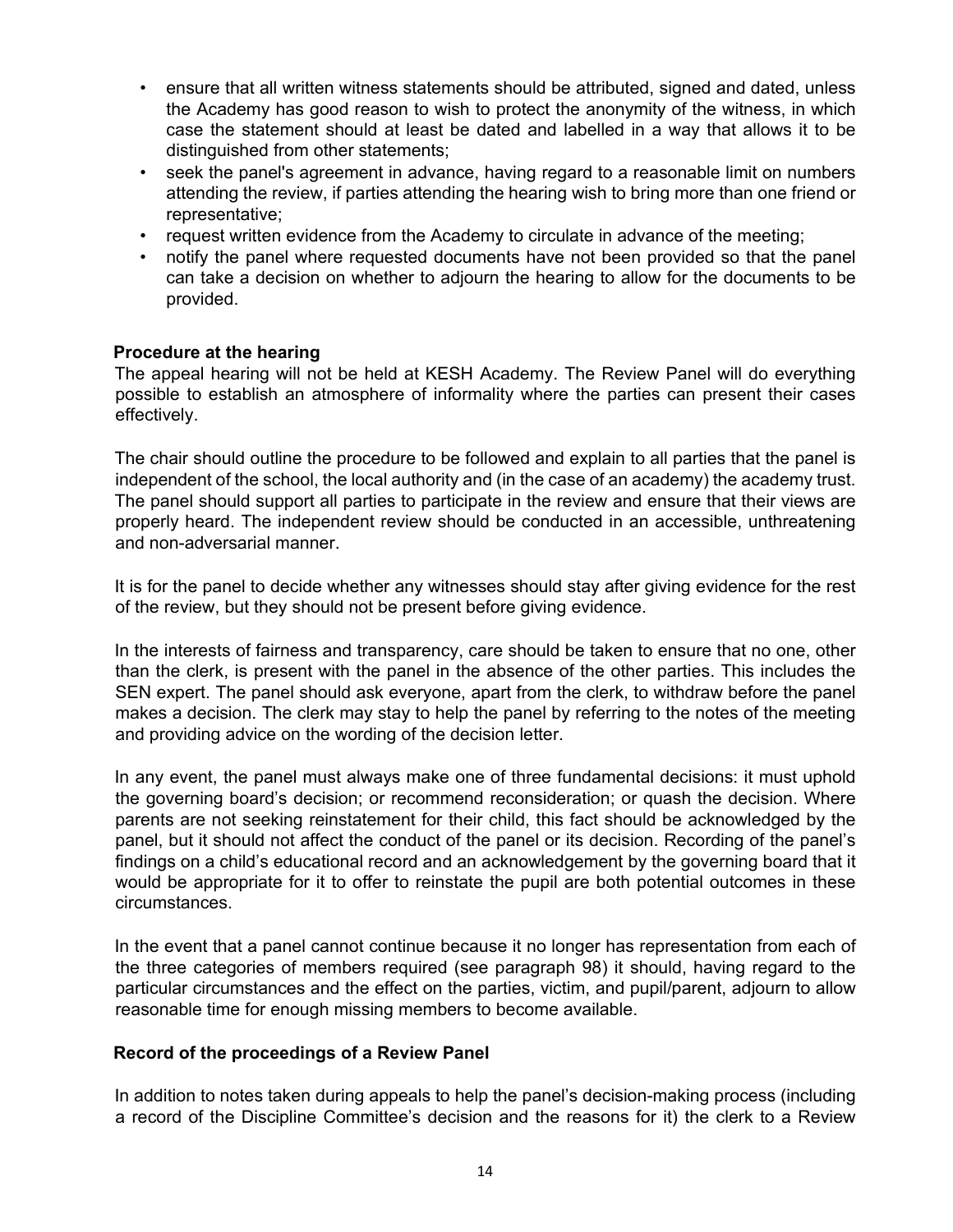- ensure that all written witness statements should be attributed, signed and dated, unless the Academy has good reason to wish to protect the anonymity of the witness, in which case the statement should at least be dated and labelled in a way that allows it to be distinguished from other statements;
- seek the panel's agreement in advance, having regard to a reasonable limit on numbers attending the review, if parties attending the hearing wish to bring more than one friend or representative;
- request written evidence from the Academy to circulate in advance of the meeting;
- notify the panel where requested documents have not been provided so that the panel can take a decision on whether to adjourn the hearing to allow for the documents to be provided.

**Procedure at the hearing**

The appeal hearing will not be held at KESH Academy. The Review Panel will do everything possible to establish an atmosphere of informality where the parties can present their cases effectively.

The chair should outline the procedure to be followed and explain to all parties that the panel is independent of the school, the local authority and (in the case of an academy) the academy trust. The panel should support all parties to participate in the review and ensure that their views are properly heard. The independent review should be conducted in an accessible, unthreatening and non-adversarial manner.

It is for the panel to decide whether any witnesses should stay after giving evidence for the rest of the review, but they should not be present before giving evidence.

In the interests of fairness and transparency, care should be taken to ensure that no one, other than the clerk, is present with the panel in the absence of the other parties. This includes the SEN expert. The panel should ask everyone, apart from the clerk, to withdraw before the panel makes a decision. The clerk may stay to help the panel by referring to the notes of the meeting and providing advice on the wording of the decision letter.

In any event, the panel must always make one of three fundamental decisions: it must uphold the governing board's decision; or recommend reconsideration; or quash the decision. Where parents are not seeking reinstatement for their child, this fact should be acknowledged by the panel, but it should not affect the conduct of the panel or its decision. Recording of the panel's findings on a child's educational record and an acknowledgement by the governing board that it would be appropriate for it to offer to reinstate the pupil are both potential outcomes in these circumstances.

In the event that a panel cannot continue because it no longer has representation from each of the three categories of members required (see paragraph 98) it should, having regard to the particular circumstances and the effect on the parties, victim, and pupil/parent, adjourn to allow reasonable time for enough missing members to become available.

**Record of the proceedings of a Review Panel**

In addition to notes taken during appeals to help the panel's decision-making process (including a record of the Discipline Committee's decision and the reasons for it) the clerk to a Review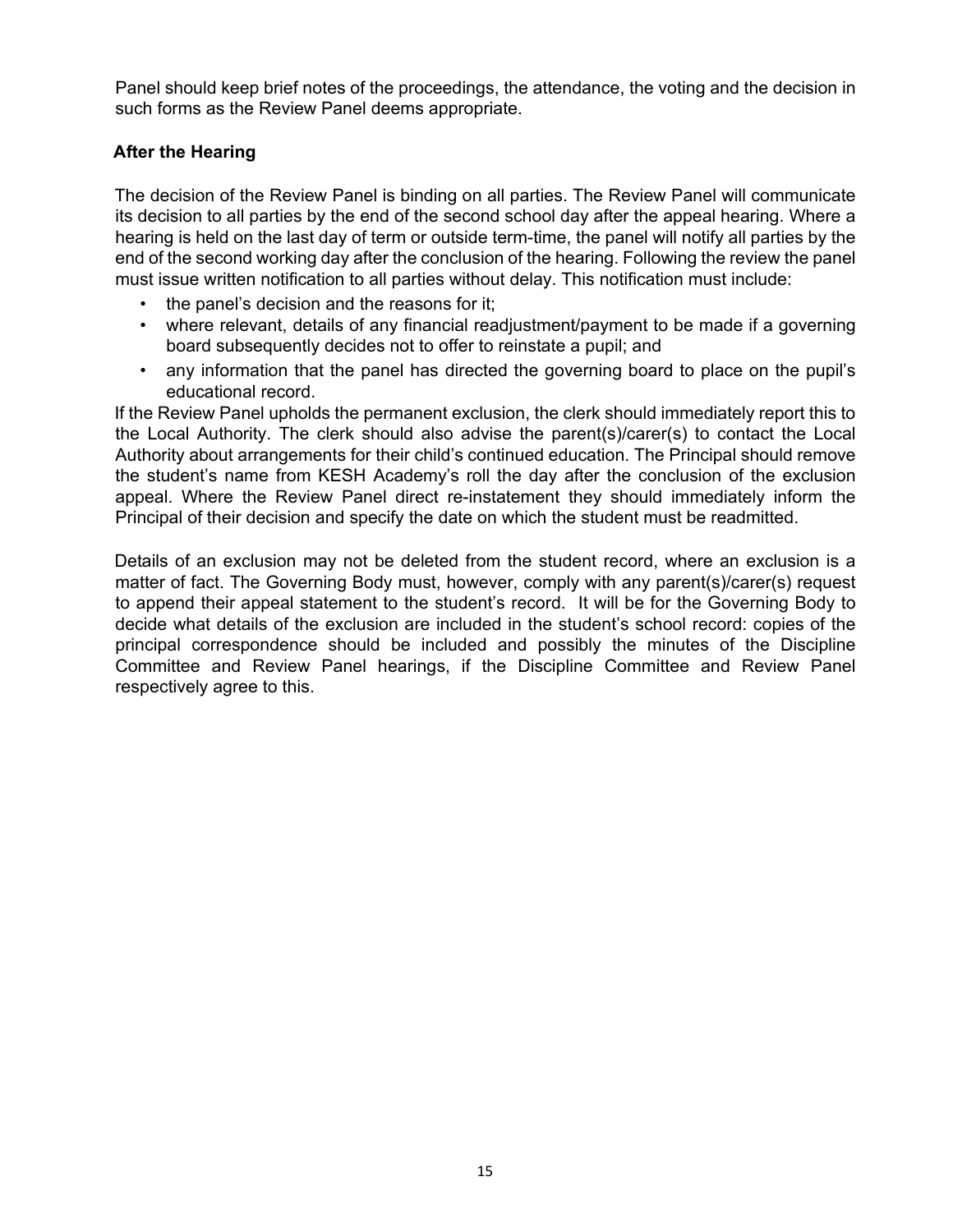Panel should keep brief notes of the proceedings, the attendance, the voting and the decision in such forms as the Review Panel deems appropriate.

**After the Hearing**

The decision of the Review Panel is binding on all parties. The Review Panel will communicate its decision to all parties by the end of the second school day after the appeal hearing. Where a hearing is held on the last day of term or outside term-time, the panel will notify all parties by the end of the second working day after the conclusion of the hearing. Following the review the panel must issue written notification to all parties without delay. This notification must include:

- the panel's decision and the reasons for it;
- where relevant, details of any financial readjustment/payment to be made if a governing board subsequently decides not to offer to reinstate a pupil; and
- any information that the panel has directed the governing board to place on the pupil's educational record.

If the Review Panel upholds the permanent exclusion, the clerk should immediately report this to the Local Authority. The clerk should also advise the parent(s)/carer(s) to contact the Local Authority about arrangements for their child's continued education. The Principal should remove the student's name from KESH Academy's roll the day after the conclusion of the exclusion appeal. Where the Review Panel direct re-instatement they should immediately inform the Principal of their decision and specify the date on which the student must be readmitted.

Details of an exclusion may not be deleted from the student record, where an exclusion is a matter of fact. The Governing Body must, however, comply with any parent(s)/carer(s) request to append their appeal statement to the student's record. It will be for the Governing Body to decide what details of the exclusion are included in the student's school record: copies of the principal correspondence should be included and possibly the minutes of the Discipline Committee and Review Panel hearings, if the Discipline Committee and Review Panel respectively agree to this.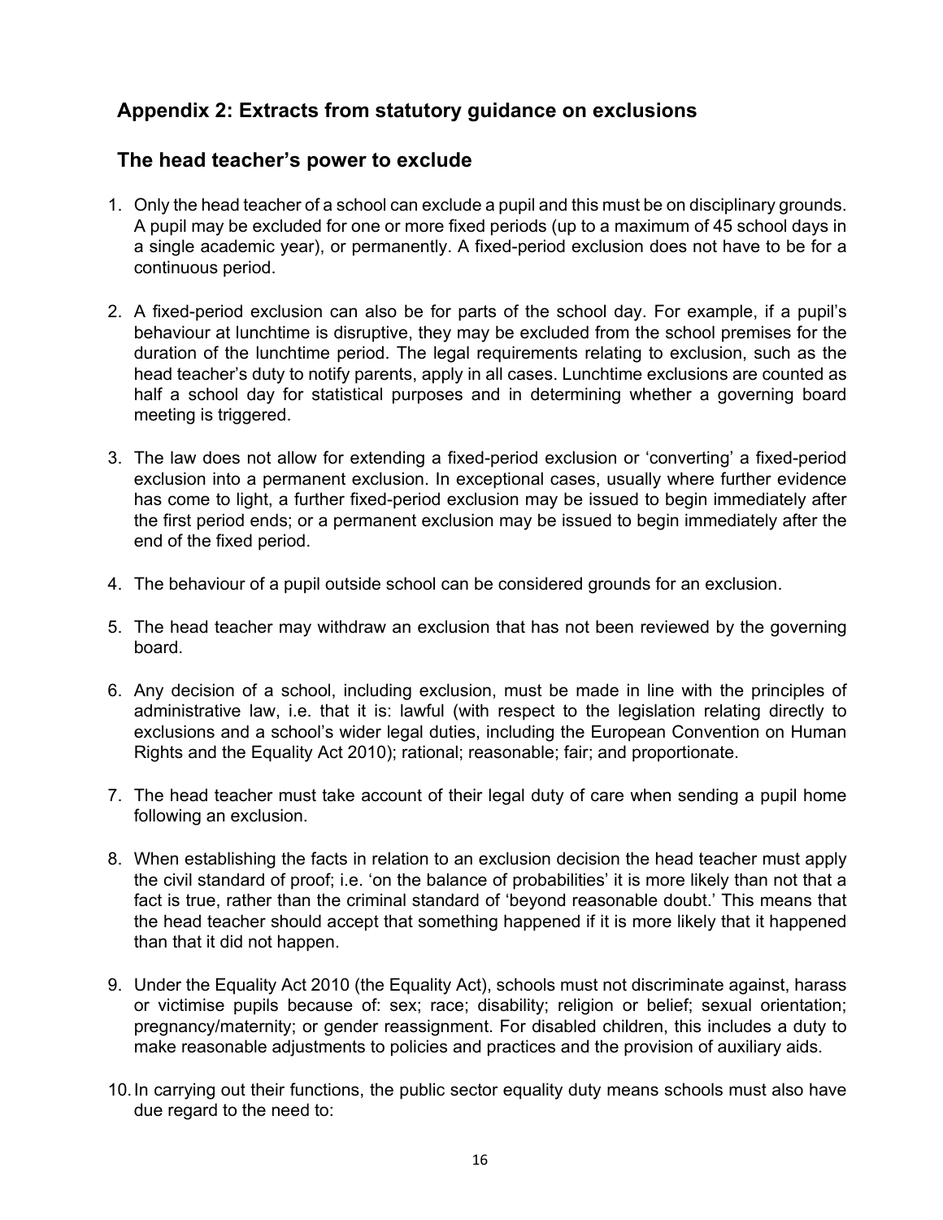## Appendix 2: Extracts from statutory guidance on exclusions

## The head teacher's power to exclude

1. Only the head teacher of a school can exclude a pupil and this must be on disciplinary grounds. A pupil may be excluded for one or more fixed periods (up to a maximum of 45 school days in a single academic year), or permanently. A fixed-period exclusion does not have to be for a continuous period.

2. A fixed-period exclusion can also be for parts of the school day. For example, if a pupil's behaviour at lunchtime is disruptive, they may be excluded from the school premises for the duration of the lunchtime period. The legal requirements relating to exclusion, such as the head teacher's duty to notify parents, apply in all cases. Lunchtime exclusions are counted as half a school day for statistical purposes and in determining whether a governing board meeting is triggered.

3. The law does not allow for extending a fixed-period exclusion or 'converting' a fixed-period exclusion into a permanent exclusion. In exceptional cases, usually where further evidence has come to light, a further fixed-period exclusion may be issued to begin immediately after the first period ends; or a permanent exclusion may be issued to begin immediately after the end of the fixed period.

4. The behaviour of a pupil outside school can be considered grounds for an exclusion.

5. The head teacher may withdraw an exclusion that has not been reviewed by the governing board.

6. Any decision of a school, including exclusion, must be made in line with the principles of administrative law, i.e. that it is: lawful (with respect to the legislation relating directly to exclusions and a school's wider legal duties, including the European Convention on Human Rights and the Equality Act 2010); rational; reasonable; fair; and proportionate.

7. The head teacher must take account of their legal duty of care when sending a pupil home following an exclusion.

8. When establishing the facts in relation to an exclusion decision the head teacher must apply the civil standard of proof; i.e. 'on the balance of probabilities' it is more likely than not that a fact is true, rather than the criminal standard of 'beyond reasonable doubt.' This means that the head teacher should accept that something happened if it is more likely that it happened than that it did not happen.

9. Under the Equality Act 2010 (the Equality Act), schools must not discriminate against, harass or victimise pupils because of: sex; race; disability; religion or belief; sexual orientation; pregnancy/maternity; or gender reassignment. For disabled children, this includes a duty to make reasonable adjustments to policies and practices and the provision of auxiliary aids.

10. In carrying out their functions, the public sector equality duty means schools must also have due regard to the need to: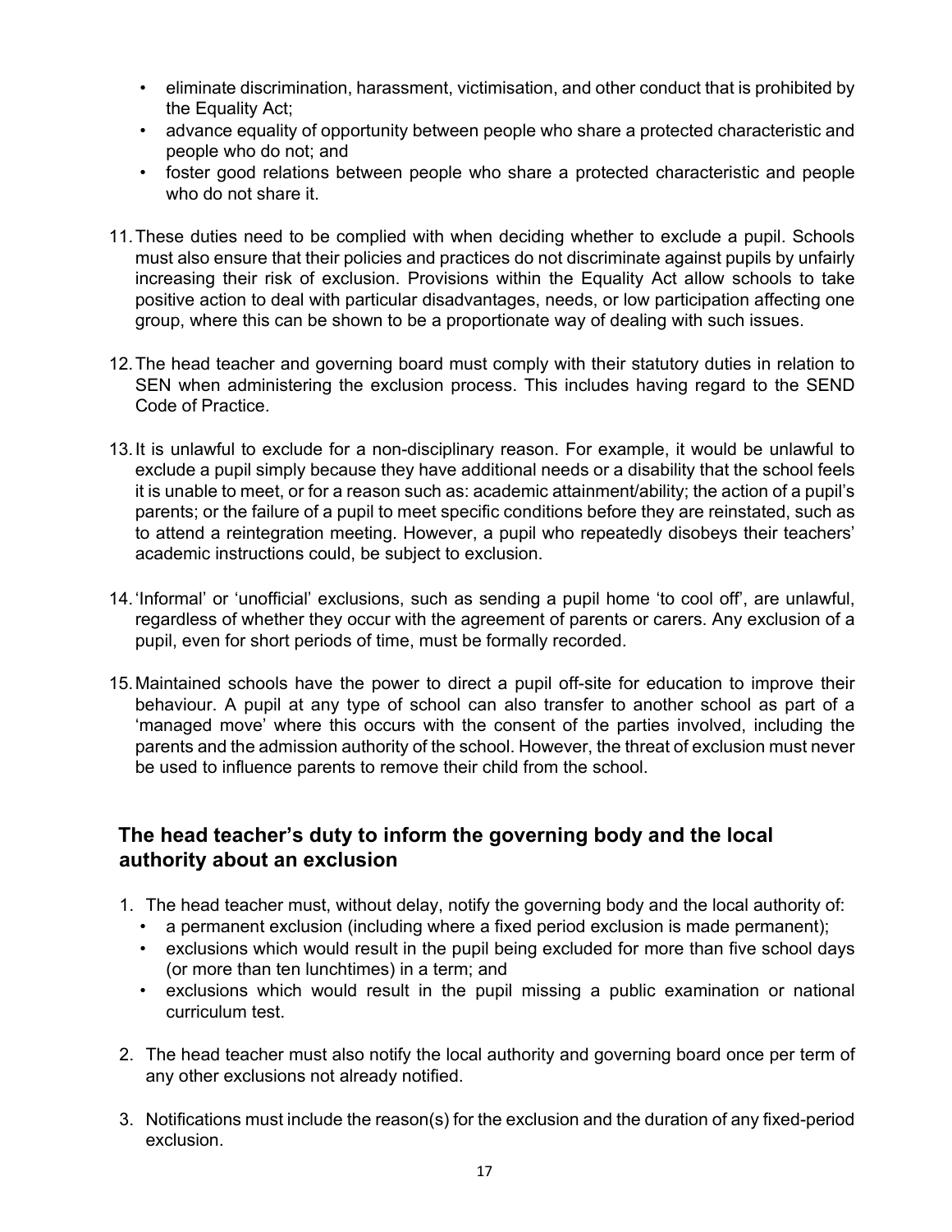- eliminate discrimination, harassment, victimisation, and other conduct that is prohibited by the Equality Act;
- advance equality of opportunity between people who share a protected characteristic and people who do not; and
- foster good relations between people who share a protected characteristic and people who do not share it.

11. These duties need to be complied with when deciding whether to exclude a pupil. Schools must also ensure that their policies and practices do not discriminate against pupils by unfairly increasing their risk of exclusion. Provisions within the Equality Act allow schools to take positive action to deal with particular disadvantages, needs, or low participation affecting one group, where this can be shown to be a proportionate way of dealing with such issues.

12. The head teacher and governing board must comply with their statutory duties in relation to SEN when administering the exclusion process. This includes having regard to the SEND Code of Practice.

13. It is unlawful to exclude for a non-disciplinary reason. For example, it would be unlawful to exclude a pupil simply because they have additional needs or a disability that the school feels it is unable to meet, or for a reason such as: academic attainment/ability; the action of a pupil's parents; or the failure of a pupil to meet specific conditions before they are reinstated, such as to attend a reintegration meeting. However, a pupil who repeatedly disobeys their teachers' academic instructions could, be subject to exclusion.

14. 'Informal' or 'unofficial' exclusions, such as sending a pupil home 'to cool off', are unlawful, regardless of whether they occur with the agreement of parents or carers. Any exclusion of a pupil, even for short periods of time, must be formally recorded.

15. Maintained schools have the power to direct a pupil off-site for education to improve their behaviour. A pupil at any type of school can also transfer to another school as part of a 'managed move' where this occurs with the consent of the parties involved, including the parents and the admission authority of the school. However, the threat of exclusion must never be used to influence parents to remove their child from the school.

## The head teacher's duty to inform the governing body and the local authority about an exclusion

1. The head teacher must, without delay, notify the governing body and the local authority of:
   - a permanent exclusion (including where a fixed period exclusion is made permanent);
   - exclusions which would result in the pupil being excluded for more than five school days (or more than ten lunchtimes) in a term; and
   - exclusions which would result in the pupil missing a public examination or national curriculum test.

2. The head teacher must also notify the local authority and governing board once per term of any other exclusions not already notified.

3. Notifications must include the reason(s) for the exclusion and the duration of any fixed-period exclusion.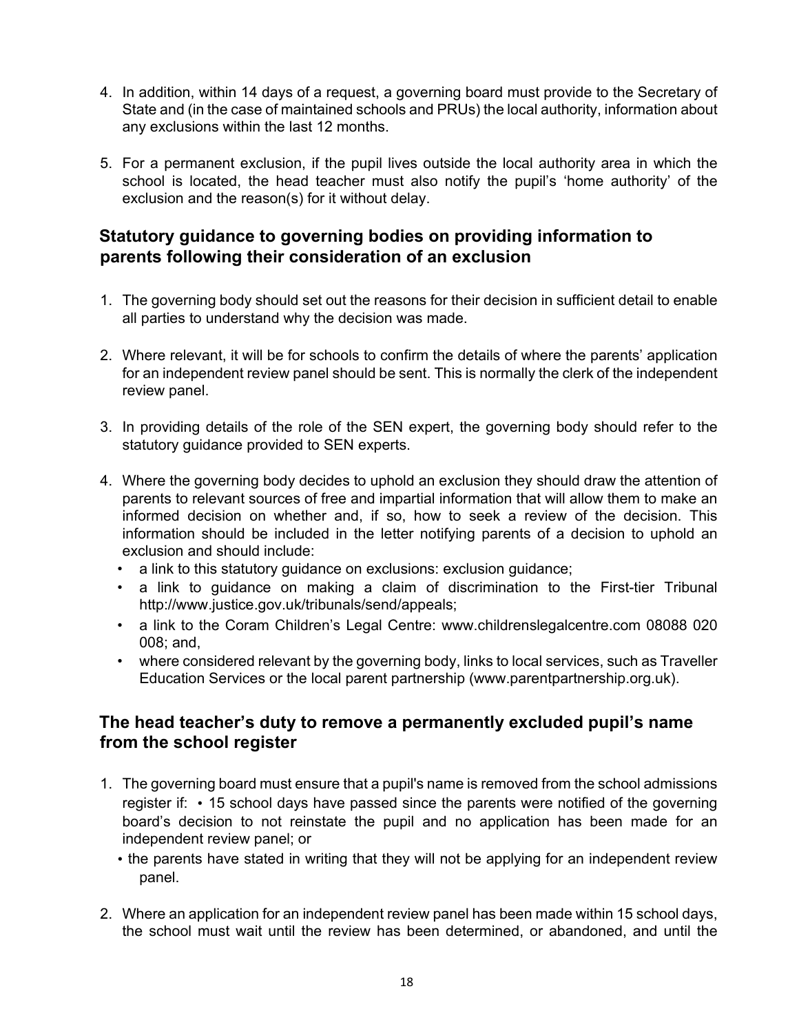4. In addition, within 14 days of a request, a governing board must provide to the Secretary of State and (in the case of maintained schools and PRUs) the local authority, information about any exclusions within the last 12 months.

5. For a permanent exclusion, if the pupil lives outside the local authority area in which the school is located, the head teacher must also notify the pupil's 'home authority' of the exclusion and the reason(s) for it without delay.

## Statutory guidance to governing bodies on providing information to parents following their consideration of an exclusion

1. The governing body should set out the reasons for their decision in sufficient detail to enable all parties to understand why the decision was made.

2. Where relevant, it will be for schools to confirm the details of where the parents' application for an independent review panel should be sent. This is normally the clerk of the independent review panel.

3. In providing details of the role of the SEN expert, the governing body should refer to the statutory guidance provided to SEN experts.

4. Where the governing body decides to uphold an exclusion they should draw the attention of parents to relevant sources of free and impartial information that will allow them to make an informed decision on whether and, if so, how to seek a review of the decision. This information should be included in the letter notifying parents of a decision to uphold an exclusion and should include:
   - a link to this statutory guidance on exclusions: exclusion guidance;
   - a link to guidance on making a claim of discrimination to the First-tier Tribunal http://www.justice.gov.uk/tribunals/send/appeals;
   - a link to the Coram Children's Legal Centre: www.childrenslegalcentre.com 08088 020 008; and,
   - where considered relevant by the governing body, links to local services, such as Traveller Education Services or the local parent partnership (www.parentpartnership.org.uk).

## The head teacher's duty to remove a permanently excluded pupil's name from the school register

1. The governing board must ensure that a pupil's name is removed from the school admissions register if:
   - 15 school days have passed since the parents were notified of the governing board's decision to not reinstate the pupil and no application has been made for an independent review panel; or
   - the parents have stated in writing that they will not be applying for an independent review panel.

2. Where an application for an independent review panel has been made within 15 school days, the school must wait until the review has been determined, or abandoned, and until the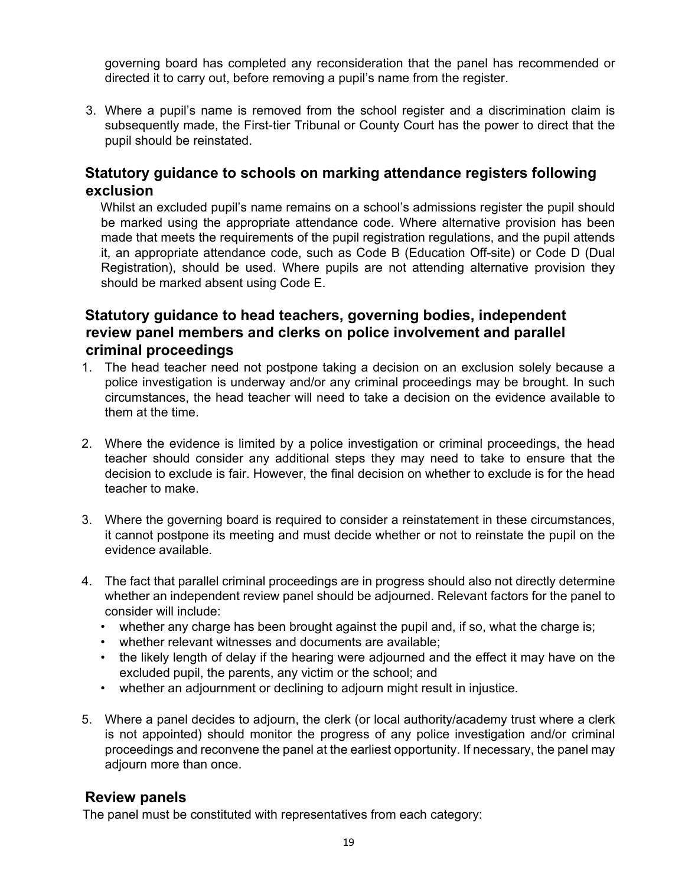governing board has completed any reconsideration that the panel has recommended or directed it to carry out, before removing a pupil's name from the register.

3. Where a pupil's name is removed from the school register and a discrimination claim is subsequently made, the First-tier Tribunal or County Court has the power to direct that the pupil should be reinstated.

## Statutory guidance to schools on marking attendance registers following exclusion

Whilst an excluded pupil's name remains on a school's admissions register the pupil should be marked using the appropriate attendance code. Where alternative provision has been made that meets the requirements of the pupil registration regulations, and the pupil attends it, an appropriate attendance code, such as Code B (Education Off-site) or Code D (Dual Registration), should be used. Where pupils are not attending alternative provision they should be marked absent using Code E.

## Statutory guidance to head teachers, governing bodies, independent review panel members and clerks on police involvement and parallel criminal proceedings

1. The head teacher need not postpone taking a decision on an exclusion solely because a police investigation is underway and/or any criminal proceedings may be brought. In such circumstances, the head teacher will need to take a decision on the evidence available to them at the time.

2. Where the evidence is limited by a police investigation or criminal proceedings, the head teacher should consider any additional steps they may need to take to ensure that the decision to exclude is fair. However, the final decision on whether to exclude is for the head teacher to make.

3. Where the governing board is required to consider a reinstatement in these circumstances, it cannot postpone its meeting and must decide whether or not to reinstate the pupil on the evidence available.

4. The fact that parallel criminal proceedings are in progress should also not directly determine whether an independent review panel should be adjourned. Relevant factors for the panel to consider will include:
   - whether any charge has been brought against the pupil and, if so, what the charge is;
   - whether relevant witnesses and documents are available;
   - the likely length of delay if the hearing were adjourned and the effect it may have on the excluded pupil, the parents, any victim or the school; and
   - whether an adjournment or declining to adjourn might result in injustice.

5. Where a panel decides to adjourn, the clerk (or local authority/academy trust where a clerk is not appointed) should monitor the progress of any police investigation and/or criminal proceedings and reconvene the panel at the earliest opportunity. If necessary, the panel may adjourn more than once.

## Review panels

The panel must be constituted with representatives from each category: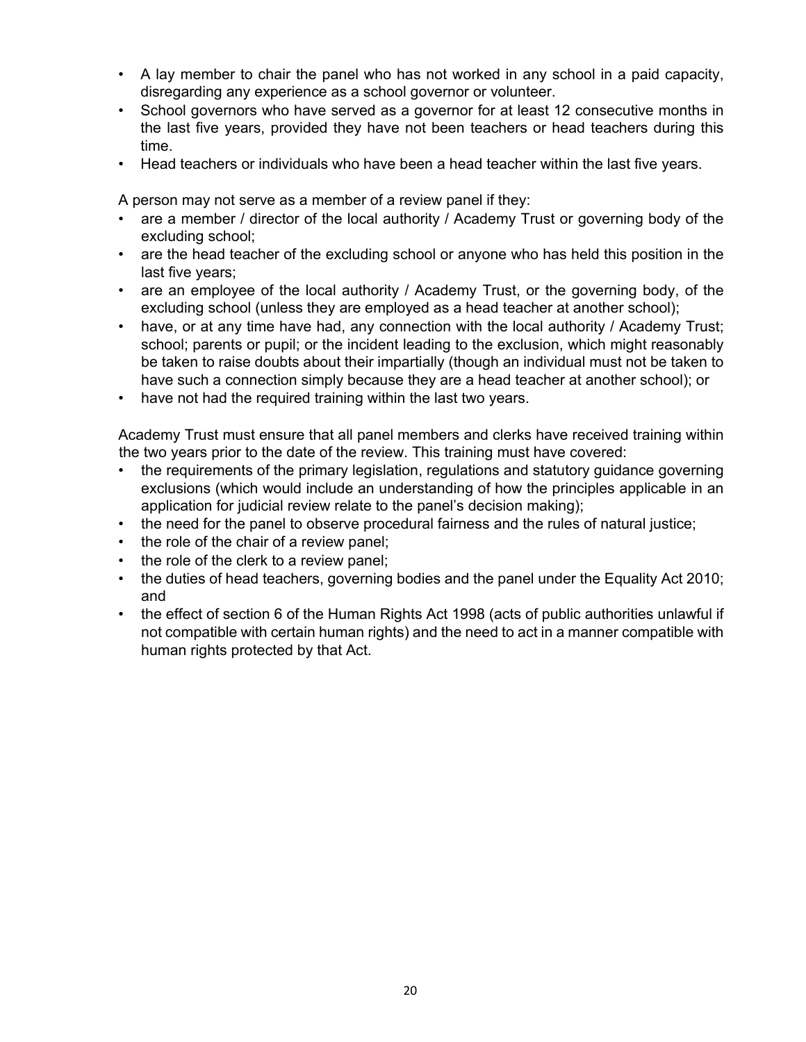- A lay member to chair the panel who has not worked in any school in a paid capacity, disregarding any experience as a school governor or volunteer.
- School governors who have served as a governor for at least 12 consecutive months in the last five years, provided they have not been teachers or head teachers during this time.
- Head teachers or individuals who have been a head teacher within the last five years.

A person may not serve as a member of a review panel if they:

- are a member / director of the local authority / Academy Trust or governing body of the excluding school;
- are the head teacher of the excluding school or anyone who has held this position in the last five years;
- are an employee of the local authority / Academy Trust, or the governing body, of the excluding school (unless they are employed as a head teacher at another school);
- have, or at any time have had, any connection with the local authority / Academy Trust; school; parents or pupil; or the incident leading to the exclusion, which might reasonably be taken to raise doubts about their impartially (though an individual must not be taken to have such a connection simply because they are a head teacher at another school); or
- have not had the required training within the last two years.

Academy Trust must ensure that all panel members and clerks have received training within the two years prior to the date of the review. This training must have covered:

- the requirements of the primary legislation, regulations and statutory guidance governing exclusions (which would include an understanding of how the principles applicable in an application for judicial review relate to the panel's decision making);
- the need for the panel to observe procedural fairness and the rules of natural justice;
- the role of the chair of a review panel;
- the role of the clerk to a review panel;
- the duties of head teachers, governing bodies and the panel under the Equality Act 2010; and
- the effect of section 6 of the Human Rights Act 1998 (acts of public authorities unlawful if not compatible with certain human rights) and the need to act in a manner compatible with human rights protected by that Act.